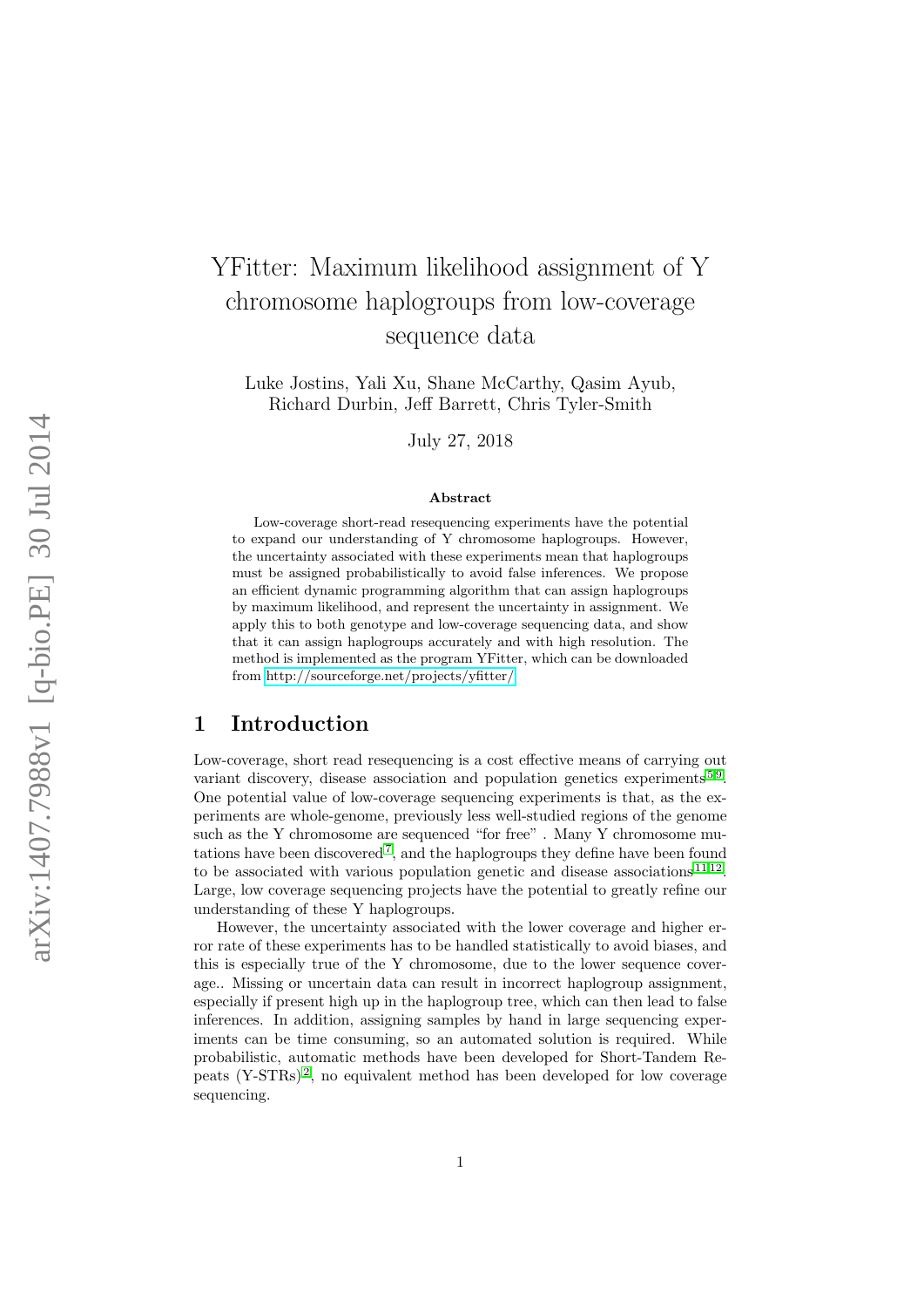# YFitter: Maximum likelihood assignment of Y chromosome haplogroups from low-coverage sequence data

Luke Jostins, Yali Xu, Shane McCarthy, Qasim Ayub, Richard Durbin, Jeff Barrett, Chris Tyler-Smith

July 27, 2018

### Abstract

Low-coverage short-read resequencing experiments have the potential to expand our understanding of Y chromosome haplogroups. However, the uncertainty associated with these experiments mean that haplogroups must be assigned probabilistically to avoid false inferences. We propose an efficient dynamic programming algorithm that can assign haplogroups by maximum likelihood, and represent the uncertainty in assignment. We apply this to both genotype and low-coverage sequencing data, and show that it can assign haplogroups accurately and with high resolution. The method is implemented as the program YFitter, which can be downloaded from http://sourceforge.net/projects/yfitter/

## 1 Introduction

Low-coverage, short read resequencing is a cost effective means of carrying out variant discovery, disease association and population genetics experiments[5,9]. One potential value of low-coverage sequencing experiments is that, as the experiments are whole-genome, previously less well-studied regions of the genome such as the Y chromosome are sequenced "for free" . Many Y chromosome mutations have been discovered[7], and the haplogroups they define have been found to be associated with various population genetic and disease associations[11,12]. Large, low coverage sequencing projects have the potential to greatly refine our understanding of these Y haplogroups.

However, the uncertainty associated with the lower coverage and higher error rate of these experiments has to be handled statistically to avoid biases, and this is especially true of the Y chromosome, due to the lower sequence coverage.. Missing or uncertain data can result in incorrect haplogroup assignment, especially if present high up in the haplogroup tree, which can then lead to false inferences. In addition, assigning samples by hand in large sequencing experiments can be time consuming, so an automated solution is required. While probabilistic, automatic methods have been developed for Short-Tandem Repeats (Y-STRs)[2], no equivalent method has been developed for low coverage sequencing.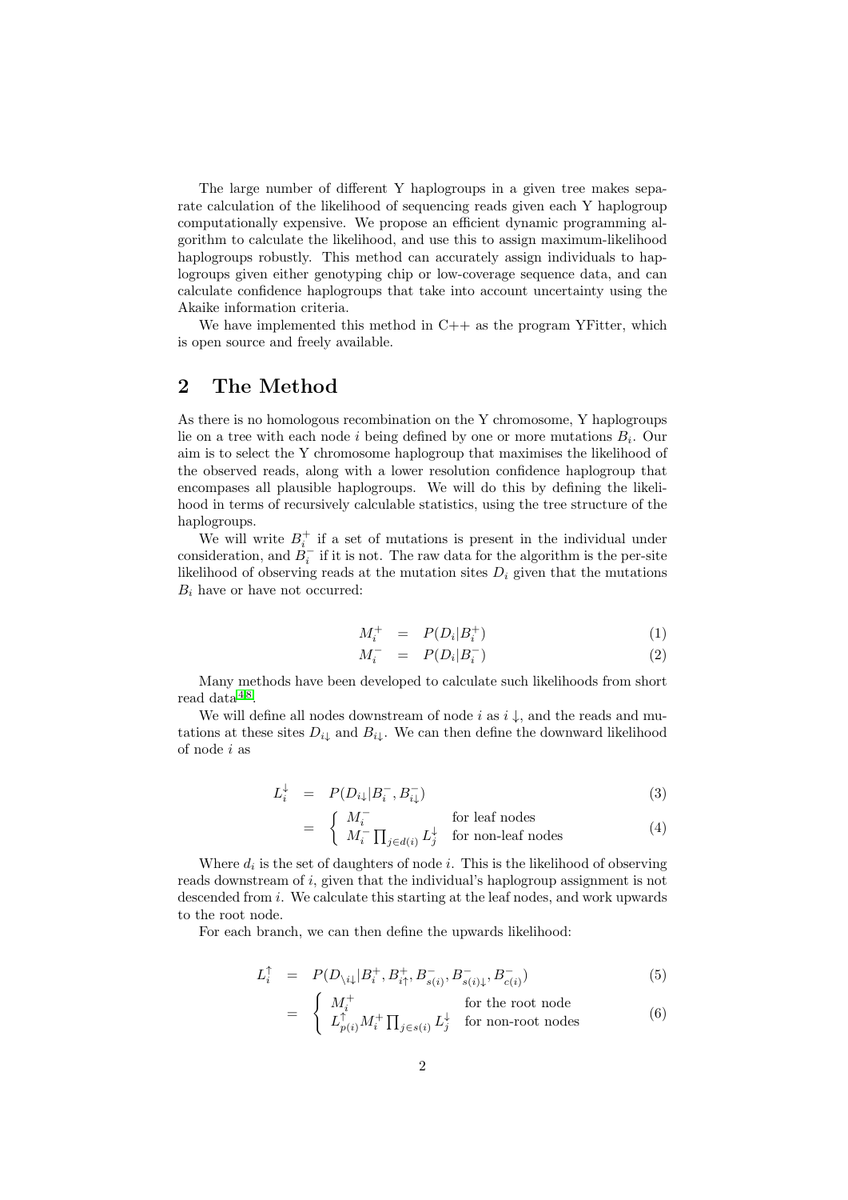The large number of different Y haplogroups in a given tree makes separate calculation of the likelihood of sequencing reads given each Y haplogroup computationally expensive. We propose an efficient dynamic programming algorithm to calculate the likelihood, and use this to assign maximum-likelihood haplogroups robustly. This method can accurately assign individuals to haplogroups given either genotyping chip or low-coverage sequence data, and can calculate confidence haplogroups that take into account uncertainty using the Akaike information criteria.

We have implemented this method in C++ as the program YFitter, which is open source and freely available.

## 2 The Method

As there is no homologous recombination on the Y chromosome, Y haplogroups lie on a tree with each node $i$ being defined by one or more mutations $B_i$. Our aim is to select the Y chromosome haplogroup that maximises the likelihood of the observed reads, along with a lower resolution confidence haplogroup that encompases all plausible haplogroups. We will do this by defining the likelihood in terms of recursively calculable statistics, using the tree structure of the haplogroups.

We will write $B_i^+$ if a set of mutations is present in the individual under consideration, and $B_i^-$ if it is not. The raw data for the algorithm is the per-site likelihood of observing reads at the mutation sites $D_i$ given that the mutations $B_i$ have or have not occurred:

$$M_i^+ = P(D_i|B_i^+) \tag{1}$$

$$M_i^- = P(D_i|B_i^-) \tag{2}$$

Many methods have been developed to calculate such likelihoods from short read data[4,8].

We will define all nodes downstream of node $i$ as $i\downarrow$, and the reads and mutations at these sites $D_{i\downarrow}$ and $B_{i\downarrow}$. We can then define the downward likelihood of node $i$ as

$$L_i^{\downarrow} = P(D_{i\downarrow}|B_i^-, B_{i\downarrow}^-) \tag{3}$$

$$= \begin{cases} M_i^- & \text{for leaf nodes} \\ M_i^- \prod_{j \in d(i)} L_j^{\downarrow} & \text{for non-leaf nodes} \end{cases} \tag{4}$$

Where $d_i$ is the set of daughters of node $i$. This is the likelihood of observing reads downstream of $i$, given that the individual's haplogroup assignment is not descended from $i$. We calculate this starting at the leaf nodes, and work upwards to the root node.

For each branch, we can then define the upwards likelihood:

$$L_i^{\uparrow} = P(D_{\setminus i\downarrow}|B_i^+, B_{i\uparrow}^+, B_{s(i)}^-, B_{s(i)\downarrow}^-, B_{c(i)}^-) \tag{5}$$

$$= \begin{cases} M_i^+ & \text{for the root node} \\ L_{p(i)}^{\uparrow} M_i^+ \prod_{j \in s(i)} L_j^{\downarrow} & \text{for non-root nodes} \end{cases} \tag{6}$$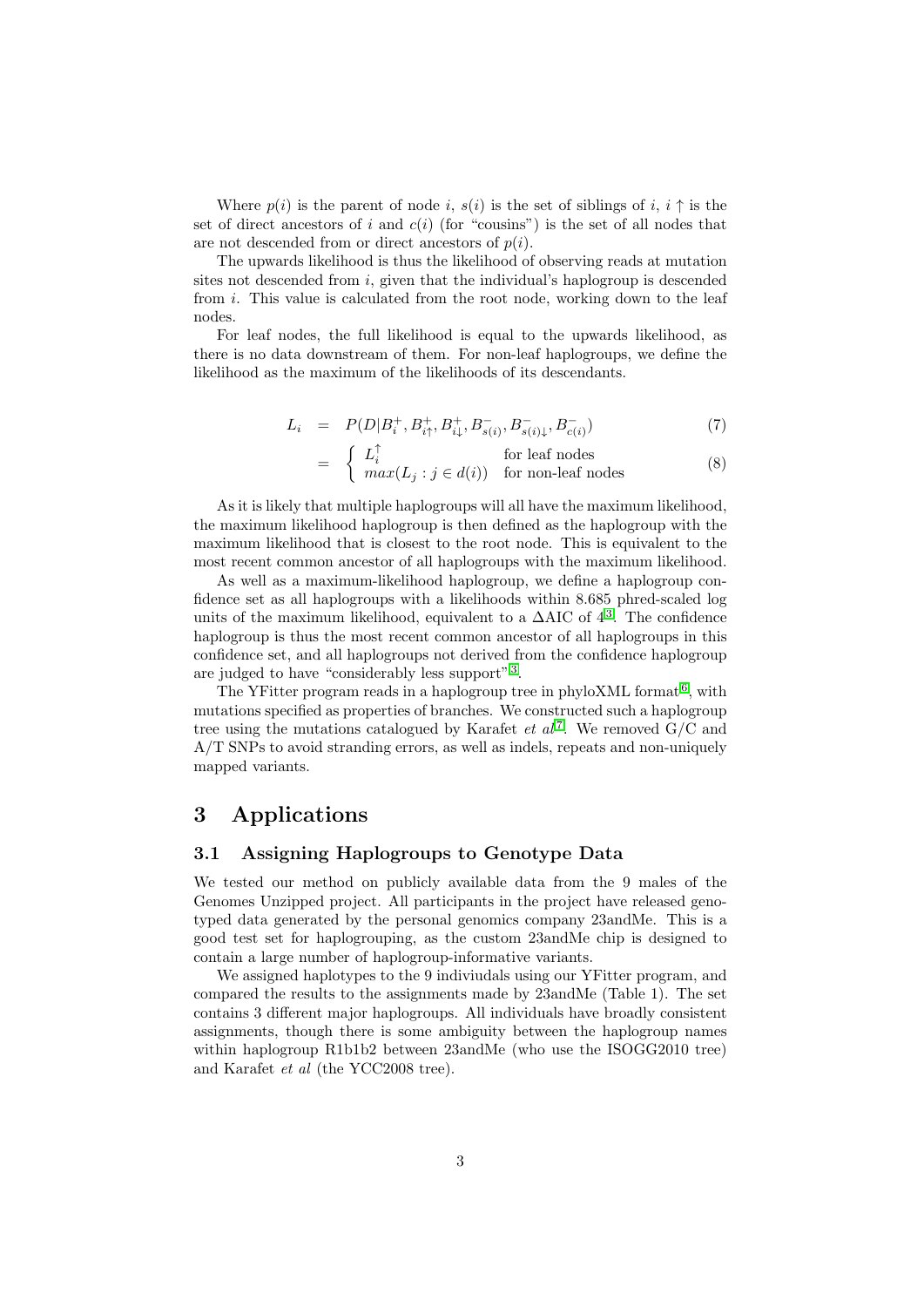Where $p(i)$ is the parent of node $i$, $s(i)$ is the set of siblings of $i$, $i\uparrow$ is the set of direct ancestors of $i$ and $c(i)$ (for "cousins") is the set of all nodes that are not descended from or direct ancestors of $p(i)$.

The upwards likelihood is thus the likelihood of observing reads at mutation sites not descended from $i$, given that the individual's haplogroup is descended from $i$. This value is calculated from the root node, working down to the leaf nodes.

For leaf nodes, the full likelihood is equal to the upwards likelihood, as there is no data downstream of them. For non-leaf haplogroups, we define the likelihood as the maximum of the likelihoods of its descendants.

$$L_i = P(D|B_i^+, B_{i\uparrow}^+, B_{i\downarrow}^+, B_{s(i)}^-, B_{s(i)\downarrow}^-, B_{c(i)}^-) \quad (7)$$

$$= \begin{cases} L_i^\uparrow & \text{for leaf nodes} \\ max(L_j : j \in d(i)) & \text{for non-leaf nodes} \end{cases} \quad (8)$$

As it is likely that multiple haplogroups will all have the maximum likelihood, the maximum likelihood haplogroup is then defined as the haplogroup with the maximum likelihood that is closest to the root node. This is equivalent to the most recent common ancestor of all haplogroups with the maximum likelihood.

As well as a maximum-likelihood haplogroup, we define a haplogroup confidence set as all haplogroups with a likelihoods within 8.685 phred-scaled log units of the maximum likelihood, equivalent to a $\Delta$AIC of 4[3]. The confidence haplogroup is thus the most recent common ancestor of all haplogroups in this confidence set, and all haplogroups not derived from the confidence haplogroup are judged to have "considerably less support"[3].

The YFitter program reads in a haplogroup tree in phyloXML format[6], with mutations specified as properties of branches. We constructed such a haplogroup tree using the mutations catalogued by Karafet *et al*[7]. We removed G/C and A/T SNPs to avoid stranding errors, as well as indels, repeats and non-uniquely mapped variants.

# 3 Applications

## 3.1 Assigning Haplogroups to Genotype Data

We tested our method on publicly available data from the 9 males of the Genomes Unzipped project. All participants in the project have released genotyped data generated by the personal genomics company 23andMe. This is a good test set for haplogrouping, as the custom 23andMe chip is designed to contain a large number of haplogroup-informative variants.

We assigned haplotypes to the 9 indiviudals using our YFitter program, and compared the results to the assignments made by 23andMe (Table 1). The set contains 3 different major haplogroups. All individuals have broadly consistent assignments, though there is some ambiguity between the haplogroup names within haplogroup R1b1b2 between 23andMe (who use the ISOGG2010 tree) and Karafet *et al* (the YCC2008 tree).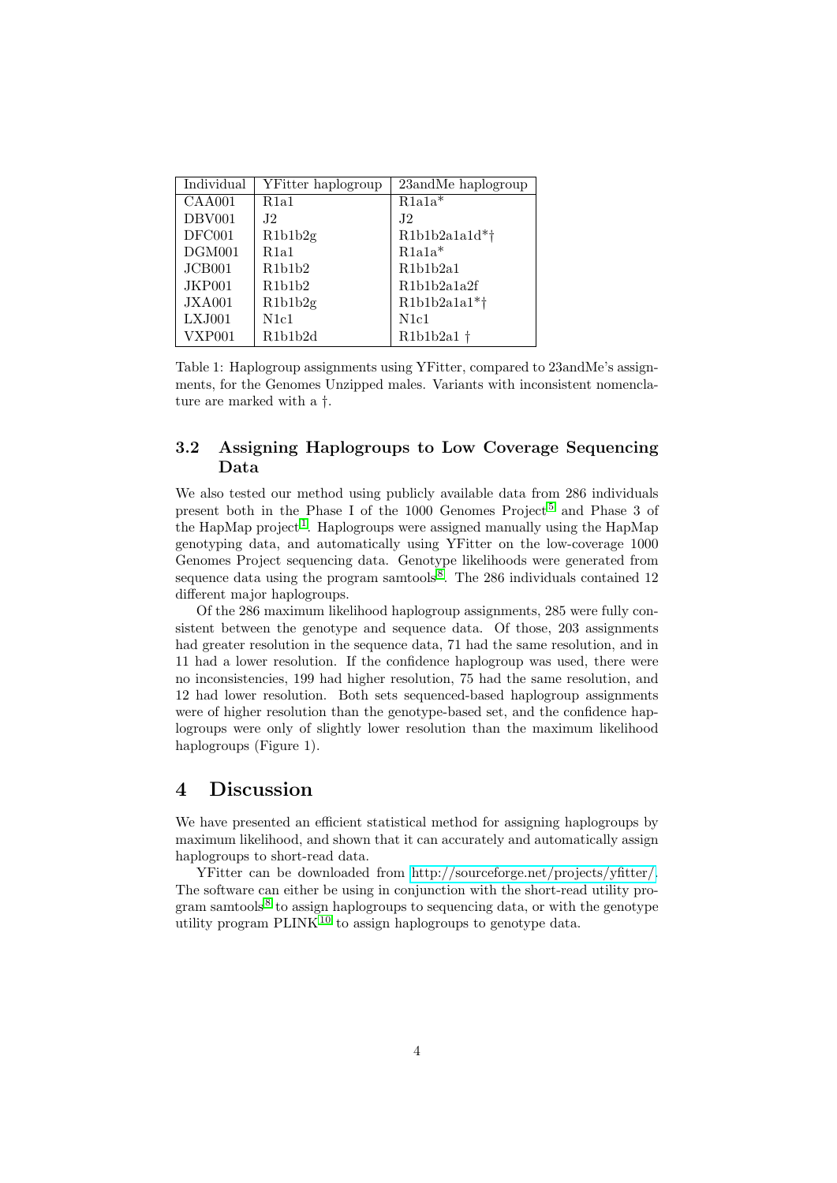| Individual | YFitter haplogroup | 23andMe haplogroup |
| --- | --- | --- |
| CAA001 | R1a1 | R1a1a* |
| DBV001 | J2 | J2 |
| DFC001 | R1b1b2g | R1b1b2a1a1d*† |
| DGM001 | R1a1 | R1a1a* |
| JCB001 | R1b1b2 | R1b1b2a1 |
| JKP001 | R1b1b2 | R1b1b2a1a2f |
| JXA001 | R1b1b2g | R1b1b2a1a1*† |
| LXJ001 | N1c1 | N1c1 |
| VXP001 | R1b1b2d | R1b1b2a1 † |

Table 1: Haplogroup assignments using YFitter, compared to 23andMe's assignments, for the Genomes Unzipped males. Variants with inconsistent nomenclature are marked with a †.

### 3.2 Assigning Haplogroups to Low Coverage Sequencing Data

We also tested our method using publicly available data from 286 individuals present both in the Phase I of the 1000 Genomes Project[5] and Phase 3 of the HapMap project[1]. Haplogroups were assigned manually using the HapMap genotyping data, and automatically using YFitter on the low-coverage 1000 Genomes Project sequencing data. Genotype likelihoods were generated from sequence data using the program samtools[8]. The 286 individuals contained 12 different major haplogroups.

Of the 286 maximum likelihood haplogroup assignments, 285 were fully consistent between the genotype and sequence data. Of those, 203 assignments had greater resolution in the sequence data, 71 had the same resolution, and in 11 had a lower resolution. If the confidence haplogroup was used, there were no inconsistencies, 199 had higher resolution, 75 had the same resolution, and 12 had lower resolution. Both sets sequenced-based haplogroup assignments were of higher resolution than the genotype-based set, and the confidence haplogroups were only of slightly lower resolution than the maximum likelihood haplogroups (Figure 1).

## 4 Discussion

We have presented an efficient statistical method for assigning haplogroups by maximum likelihood, and shown that it can accurately and automatically assign haplogroups to short-read data.

YFitter can be downloaded from http://sourceforge.net/projects/yfitter/. The software can either be using in conjunction with the short-read utility program samtools[8] to assign haplogroups to sequencing data, or with the genotype utility program PLINK[10] to assign haplogroups to genotype data.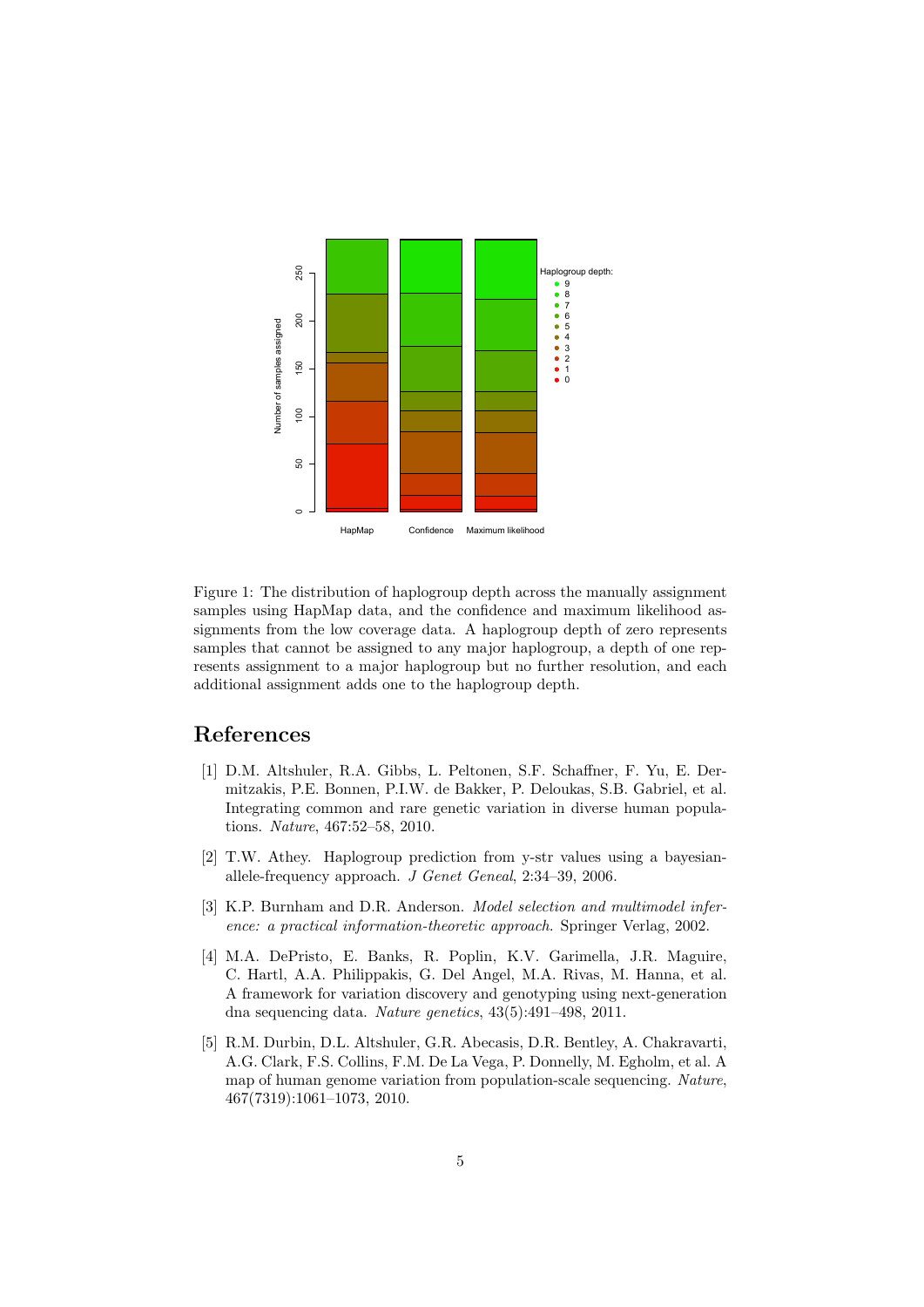Figure 1: The distribution of haplogroup depth across the manually assignment samples using HapMap data, and the confidence and maximum likelihood assignments from the low coverage data. A haplogroup depth of zero represents samples that cannot be assigned to any major haplogroup, a depth of one represents assignment to a major haplogroup but no further resolution, and each additional assignment adds one to the haplogroup depth.

# References

[1] D.M. Altshuler, R.A. Gibbs, L. Peltonen, S.F. Schaffner, F. Yu, E. Dermitzakis, P.E. Bonnen, P.I.W. de Bakker, P. Deloukas, S.B. Gabriel, et al. Integrating common and rare genetic variation in diverse human populations. *Nature*, 467:52–58, 2010.

[2] T.W. Athey. Haplogroup prediction from y-str values using a bayesian-allele-frequency approach. *J Genet Geneal*, 2:34–39, 2006.

[3] K.P. Burnham and D.R. Anderson. *Model selection and multimodel inference: a practical information-theoretic approach*. Springer Verlag, 2002.

[4] M.A. DePristo, E. Banks, R. Poplin, K.V. Garimella, J.R. Maguire, C. Hartl, A.A. Philippakis, G. Del Angel, M.A. Rivas, M. Hanna, et al. A framework for variation discovery and genotyping using next-generation dna sequencing data. *Nature genetics*, 43(5):491–498, 2011.

[5] R.M. Durbin, D.L. Altshuler, G.R. Abecasis, D.R. Bentley, A. Chakravarti, A.G. Clark, F.S. Collins, F.M. De La Vega, P. Donnelly, M. Egholm, et al. A map of human genome variation from population-scale sequencing. *Nature*, 467(7319):1061–1073, 2010.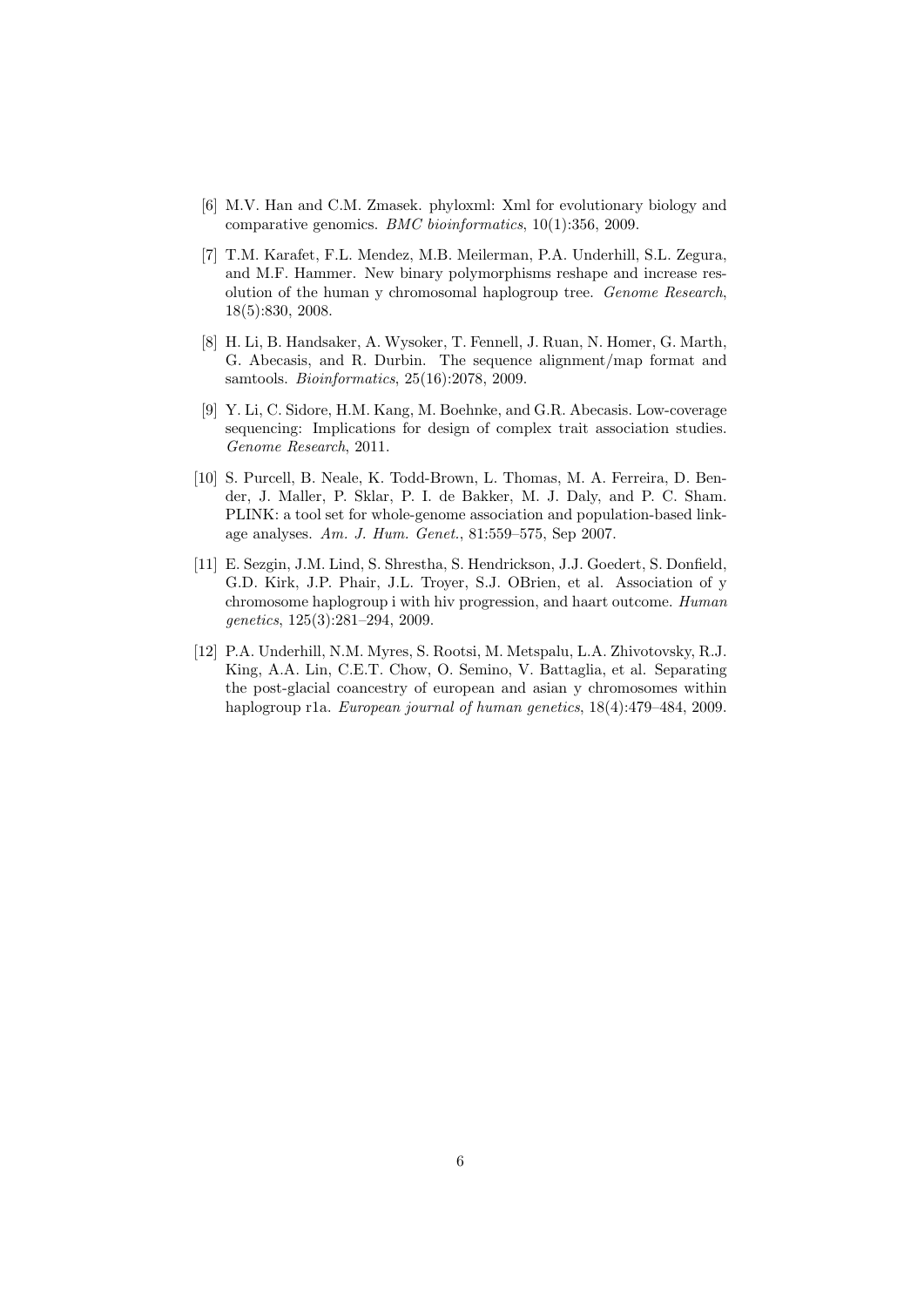[6] M.V. Han and C.M. Zmasek. phyloxml: Xml for evolutionary biology and comparative genomics. *BMC bioinformatics*, 10(1):356, 2009.

[7] T.M. Karafet, F.L. Mendez, M.B. Meilerman, P.A. Underhill, S.L. Zegura, and M.F. Hammer. New binary polymorphisms reshape and increase resolution of the human y chromosomal haplogroup tree. *Genome Research*, 18(5):830, 2008.

[8] H. Li, B. Handsaker, A. Wysoker, T. Fennell, J. Ruan, N. Homer, G. Marth, G. Abecasis, and R. Durbin. The sequence alignment/map format and samtools. *Bioinformatics*, 25(16):2078, 2009.

[9] Y. Li, C. Sidore, H.M. Kang, M. Boehnke, and G.R. Abecasis. Low-coverage sequencing: Implications for design of complex trait association studies. *Genome Research*, 2011.

[10] S. Purcell, B. Neale, K. Todd-Brown, L. Thomas, M. A. Ferreira, D. Bender, J. Maller, P. Sklar, P. I. de Bakker, M. J. Daly, and P. C. Sham. PLINK: a tool set for whole-genome association and population-based linkage analyses. *Am. J. Hum. Genet.*, 81:559–575, Sep 2007.

[11] E. Sezgin, J.M. Lind, S. Shrestha, S. Hendrickson, J.J. Goedert, S. Donfield, G.D. Kirk, J.P. Phair, J.L. Troyer, S.J. OBrien, et al. Association of y chromosome haplogroup i with hiv progression, and haart outcome. *Human genetics*, 125(3):281–294, 2009.

[12] P.A. Underhill, N.M. Myres, S. Rootsi, M. Metspalu, L.A. Zhivotovsky, R.J. King, A.A. Lin, C.E.T. Chow, O. Semino, V. Battaglia, et al. Separating the post-glacial coancestry of european and asian y chromosomes within haplogroup r1a. *European journal of human genetics*, 18(4):479–484, 2009.